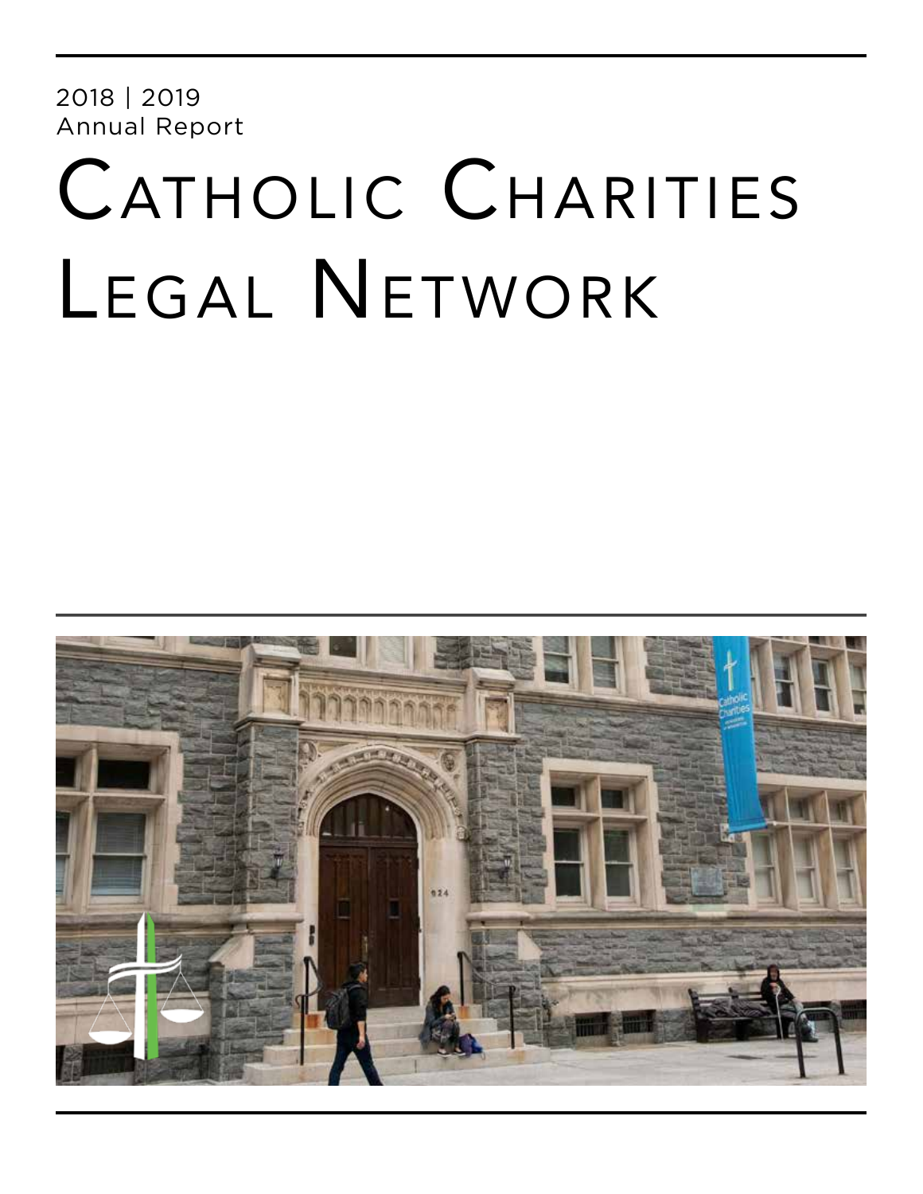2018 | 2019
Annual Report

# Catholic Charities Legal Network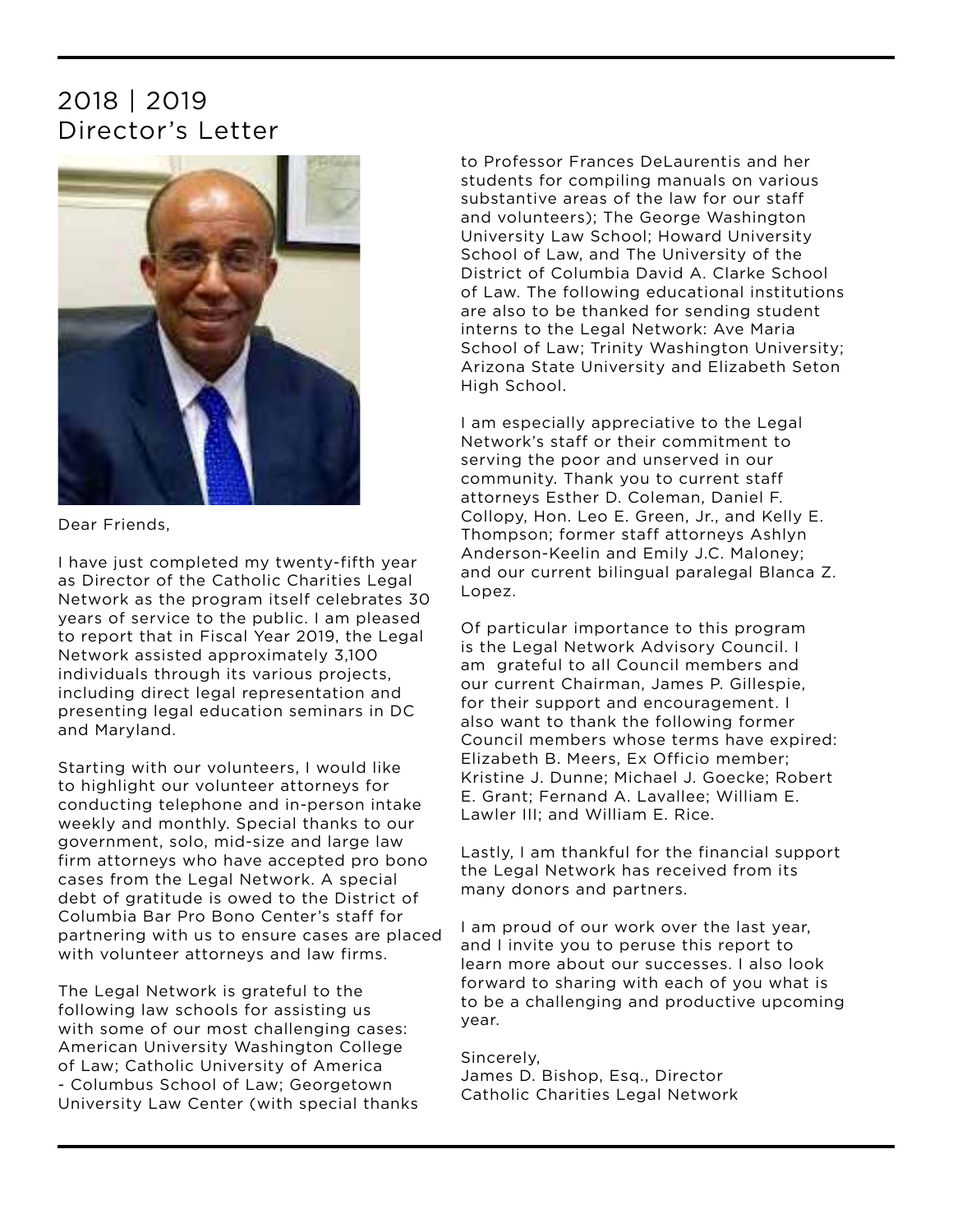# 2018 | 2019
## Director's Letter

Dear Friends,

I have just completed my twenty-fifth year as Director of the Catholic Charities Legal Network as the program itself celebrates 30 years of service to the public. I am pleased to report that in Fiscal Year 2019, the Legal Network assisted approximately 3,100 individuals through its various projects, including direct legal representation and presenting legal education seminars in DC and Maryland.

Starting with our volunteers, I would like to highlight our volunteer attorneys for conducting telephone and in-person intake weekly and monthly. Special thanks to our government, solo, mid-size and large law firm attorneys who have accepted pro bono cases from the Legal Network. A special debt of gratitude is owed to the District of Columbia Bar Pro Bono Center's staff for partnering with us to ensure cases are placed with volunteer attorneys and law firms.

The Legal Network is grateful to the following law schools for assisting us with some of our most challenging cases: American University Washington College of Law; Catholic University of America - Columbus School of Law; Georgetown University Law Center (with special thanks to Professor Frances DeLaurentis and her students for compiling manuals on various substantive areas of the law for our staff and volunteers); The George Washington University Law School; Howard University School of Law, and The University of the District of Columbia David A. Clarke School of Law. The following educational institutions are also to be thanked for sending student interns to the Legal Network: Ave Maria School of Law; Trinity Washington University; Arizona State University and Elizabeth Seton High School.

I am especially appreciative to the Legal Network's staff or their commitment to serving the poor and unserved in our community. Thank you to current staff attorneys Esther D. Coleman, Daniel F. Collopy, Hon. Leo E. Green, Jr., and Kelly E. Thompson; former staff attorneys Ashlyn Anderson-Keelin and Emily J.C. Maloney; and our current bilingual paralegal Blanca Z. Lopez.

Of particular importance to this program is the Legal Network Advisory Council. I am grateful to all Council members and our current Chairman, James P. Gillespie, for their support and encouragement. I also want to thank the following former Council members whose terms have expired: Elizabeth B. Meers, Ex Officio member; Kristine J. Dunne; Michael J. Goecke; Robert E. Grant; Fernand A. Lavallee; William E. Lawler III; and William E. Rice.

Lastly, I am thankful for the financial support the Legal Network has received from its many donors and partners.

I am proud of our work over the last year, and I invite you to peruse this report to learn more about our successes. I also look forward to sharing with each of you what is to be a challenging and productive upcoming year.

Sincerely,
James D. Bishop, Esq., Director
Catholic Charities Legal Network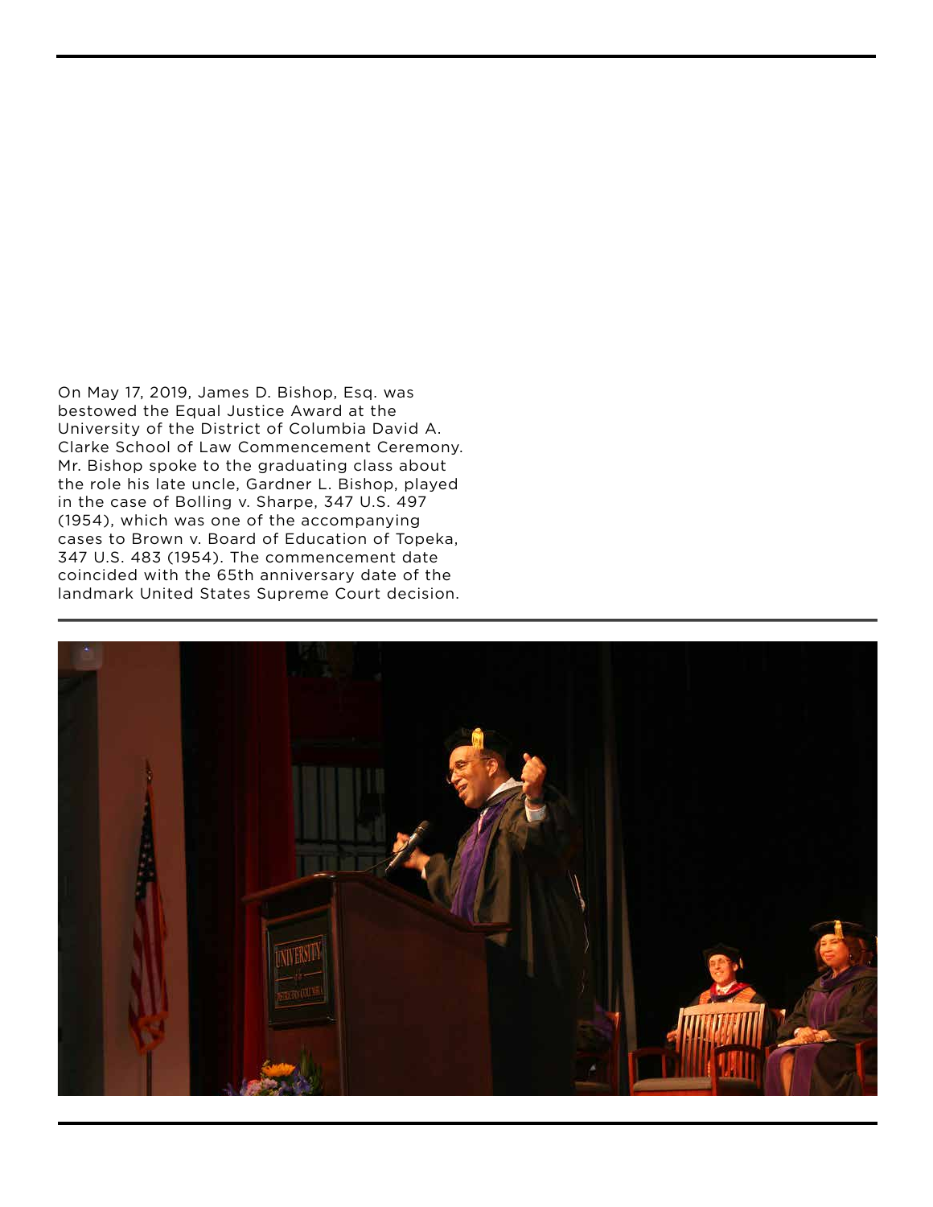On May 17, 2019, James D. Bishop, Esq. was bestowed the Equal Justice Award at the University of the District of Columbia David A. Clarke School of Law Commencement Ceremony. Mr. Bishop spoke to the graduating class about the role his late uncle, Gardner L. Bishop, played in the case of Bolling v. Sharpe, 347 U.S. 497 (1954), which was one of the accompanying cases to Brown v. Board of Education of Topeka, 347 U.S. 483 (1954). The commencement date coincided with the 65th anniversary date of the landmark United States Supreme Court decision.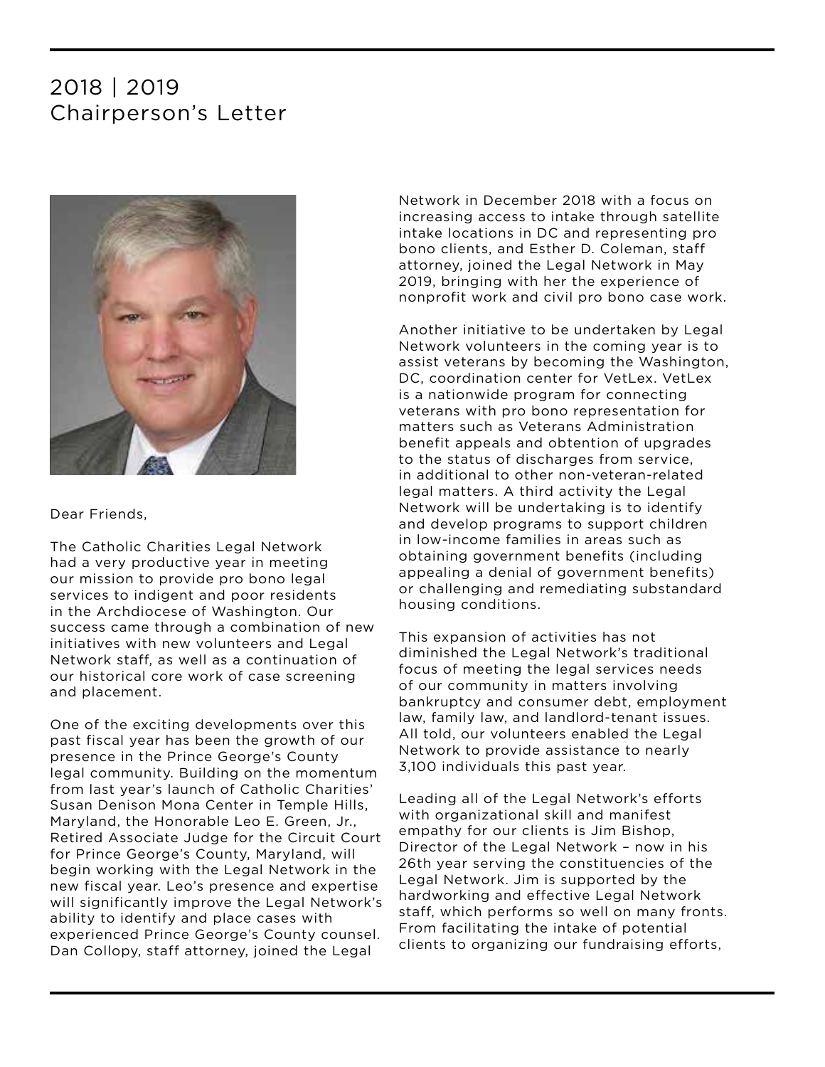# 2018 | 2019
# Chairperson's Letter

Dear Friends,

The Catholic Charities Legal Network had a very productive year in meeting our mission to provide pro bono legal services to indigent and poor residents in the Archdiocese of Washington. Our success came through a combination of new initiatives with new volunteers and Legal Network staff, as well as a continuation of our historical core work of case screening and placement.

One of the exciting developments over this past fiscal year has been the growth of our presence in the Prince George's County legal community. Building on the momentum from last year's launch of Catholic Charities' Susan Denison Mona Center in Temple Hills, Maryland, the Honorable Leo E. Green, Jr., Retired Associate Judge for the Circuit Court for Prince George's County, Maryland, will begin working with the Legal Network in the new fiscal year. Leo's presence and expertise will significantly improve the Legal Network's ability to identify and place cases with experienced Prince George's County counsel. Dan Collopy, staff attorney, joined the Legal Network in December 2018 with a focus on increasing access to intake through satellite intake locations in DC and representing pro bono clients, and Esther D. Coleman, staff attorney, joined the Legal Network in May 2019, bringing with her the experience of nonprofit work and civil pro bono case work.

Another initiative to be undertaken by Legal Network volunteers in the coming year is to assist veterans by becoming the Washington, DC, coordination center for VetLex. VetLex is a nationwide program for connecting veterans with pro bono representation for matters such as Veterans Administration benefit appeals and obtention of upgrades to the status of discharges from service, in additional to other non-veteran-related legal matters. A third activity the Legal Network will be undertaking is to identify and develop programs to support children in low-income families in areas such as obtaining government benefits (including appealing a denial of government benefits) or challenging and remediating substandard housing conditions.

This expansion of activities has not diminished the Legal Network's traditional focus of meeting the legal services needs of our community in matters involving bankruptcy and consumer debt, employment law, family law, and landlord-tenant issues. All told, our volunteers enabled the Legal Network to provide assistance to nearly 3,100 individuals this past year.

Leading all of the Legal Network's efforts with organizational skill and manifest empathy for our clients is Jim Bishop, Director of the Legal Network – now in his 26th year serving the constituencies of the Legal Network. Jim is supported by the hardworking and effective Legal Network staff, which performs so well on many fronts. From facilitating the intake of potential clients to organizing our fundraising efforts,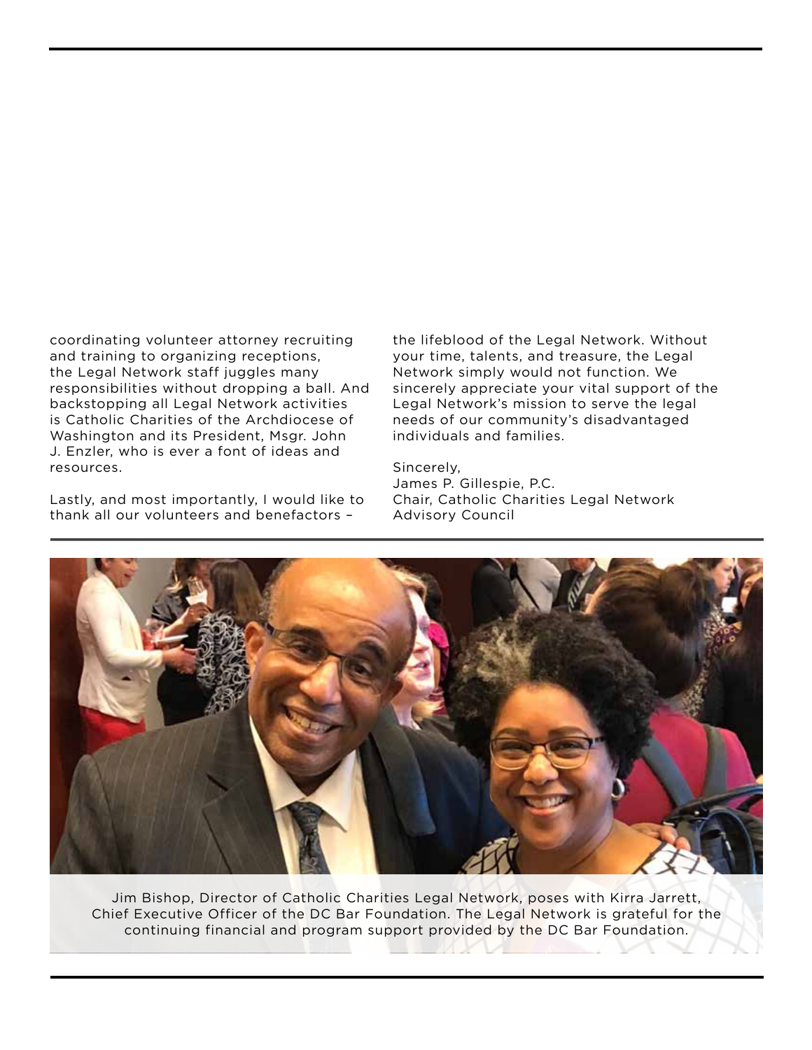coordinating volunteer attorney recruiting and training to organizing receptions, the Legal Network staff juggles many responsibilities without dropping a ball. And backstopping all Legal Network activities is Catholic Charities of the Archdiocese of Washington and its President, Msgr. John J. Enzler, who is ever a font of ideas and resources.

Lastly, and most importantly, I would like to thank all our volunteers and benefactors – the lifeblood of the Legal Network. Without your time, talents, and treasure, the Legal Network simply would not function. We sincerely appreciate your vital support of the Legal Network's mission to serve the legal needs of our community's disadvantaged individuals and families.

Sincerely,
James P. Gillespie, P.C.
Chair, Catholic Charities Legal Network Advisory Council

Jim Bishop, Director of Catholic Charities Legal Network, poses with Kirra Jarrett, Chief Executive Officer of the DC Bar Foundation. The Legal Network is grateful for the continuing financial and program support provided by the DC Bar Foundation.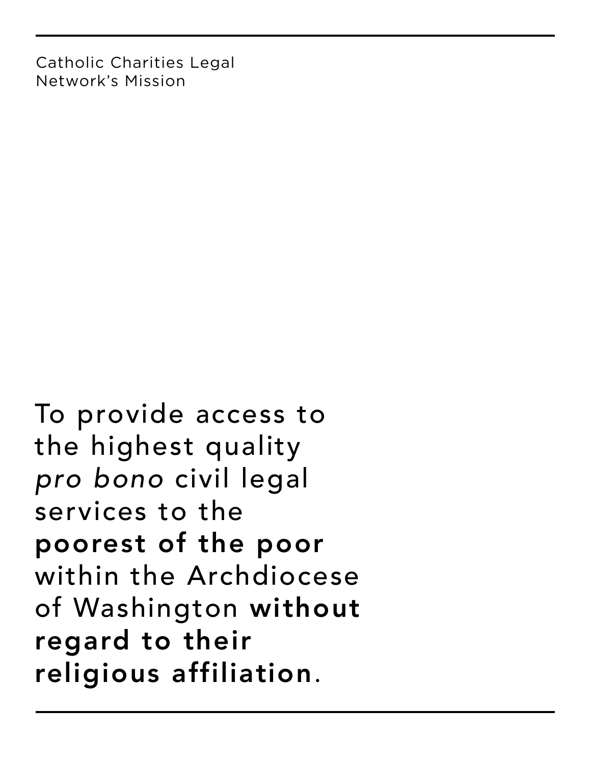## Catholic Charities Legal Network's Mission

To provide access to the highest quality *pro bono* civil legal services to the **poorest of the poor** within the Archdiocese of Washington **without regard to their religious affiliation**.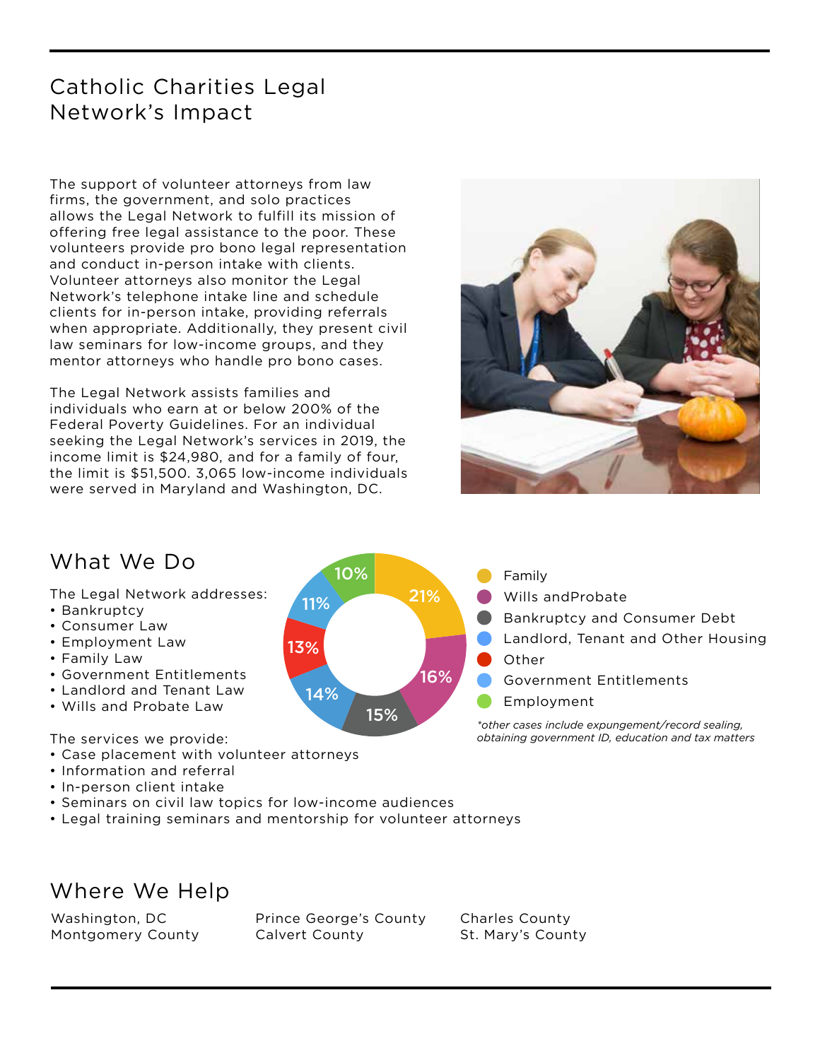# Catholic Charities Legal Network's Impact

The support of volunteer attorneys from law firms, the government, and solo practices allows the Legal Network to fulfill its mission of offering free legal assistance to the poor. These volunteers provide pro bono legal representation and conduct in-person intake with clients. Volunteer attorneys also monitor the Legal Network's telephone intake line and schedule clients for in-person intake, providing referrals when appropriate. Additionally, they present civil law seminars for low-income groups, and they mentor attorneys who handle pro bono cases.

The Legal Network assists families and individuals who earn at or below 200% of the Federal Poverty Guidelines. For an individual seeking the Legal Network's services in 2019, the income limit is $24,980, and for a family of four, the limit is $51,500. 3,065 low-income individuals were served in Maryland and Washington, DC.

## What We Do

The Legal Network addresses:

- Bankruptcy
- Consumer Law
- Employment Law
- Family Law
- Government Entitlements
- Landlord and Tenant Law
- Wills and Probate Law

| Category | Percentage |
|---|---|
| Family | 21% |
| Wills andProbate | 16% |
| Bankruptcy and Consumer Debt | 15% |
| Landlord, Tenant and Other Housing | 14% |
| Other | 13% |
| Government Entitlements | 11% |
| Employment | 10% |

*\*other cases include expungement/record sealing, obtaining government ID, education and tax matters*

The services we provide:

- Case placement with volunteer attorneys
- Information and referral
- In-person client intake
- Seminars on civil law topics for low-income audiences
- Legal training seminars and mentorship for volunteer attorneys

## Where We Help

Washington, DC
Montgomery County
Prince George's County
Calvert County
Charles County
St. Mary's County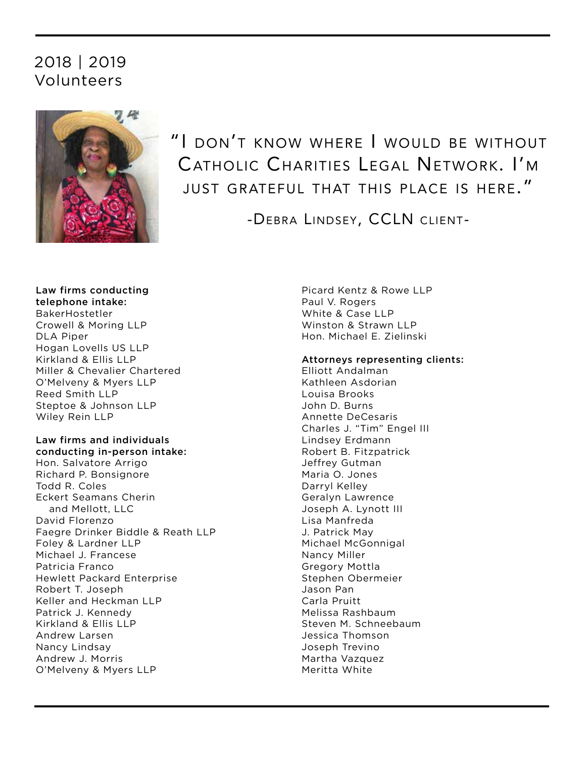# 2018 | 2019 Volunteers

> "I don't know where I would be without Catholic Charities Legal Network. I'm just grateful that this place is here."
>
> -Debra Lindsey, CCLN client-

**Law firms conducting telephone intake:**

BakerHostetler
Crowell & Moring LLP
DLA Piper
Hogan Lovells US LLP
Kirkland & Ellis LLP
Miller & Chevalier Chartered
O'Melveny & Myers LLP
Reed Smith LLP
Steptoe & Johnson LLP
Wiley Rein LLP

**Law firms and individuals conducting in-person intake:**

Hon. Salvatore Arrigo
Richard P. Bonsignore
Todd R. Coles
Eckert Seamans Cherin and Mellott, LLC
David Florenzo
Faegre Drinker Biddle & Reath LLP
Foley & Lardner LLP
Michael J. Francese
Patricia Franco
Hewlett Packard Enterprise
Robert T. Joseph
Keller and Heckman LLP
Patrick J. Kennedy
Kirkland & Ellis LLP
Andrew Larsen
Nancy Lindsay
Andrew J. Morris
O'Melveny & Myers LLP
Picard Kentz & Rowe LLP
Paul V. Rogers
White & Case LLP
Winston & Strawn LLP
Hon. Michael E. Zielinski

**Attorneys representing clients:**

Elliott Andalman
Kathleen Asdorian
Louisa Brooks
John D. Burns
Annette DeCesaris
Charles J. "Tim" Engel III
Lindsey Erdmann
Robert B. Fitzpatrick
Jeffrey Gutman
Maria O. Jones
Darryl Kelley
Geralyn Lawrence
Joseph A. Lynott III
Lisa Manfreda
J. Patrick May
Michael McGonnigal
Nancy Miller
Gregory Mottla
Stephen Obermeier
Jason Pan
Carla Pruitt
Melissa Rashbaum
Steven M. Schneebaum
Jessica Thomson
Joseph Trevino
Martha Vazquez
Meritta White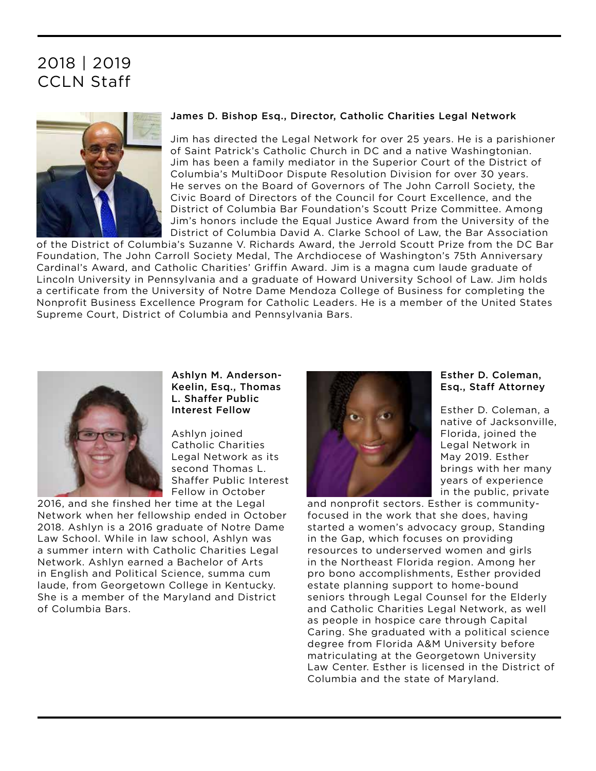# 2018 | 2019
# CCLN Staff

**James D. Bishop Esq., Director, Catholic Charities Legal Network**

Jim has directed the Legal Network for over 25 years. He is a parishioner of Saint Patrick's Catholic Church in DC and a native Washingtonian. Jim has been a family mediator in the Superior Court of the District of Columbia's MultiDoor Dispute Resolution Division for over 30 years. He serves on the Board of Governors of The John Carroll Society, the Civic Board of Directors of the Council for Court Excellence, and the District of Columbia Bar Foundation's Scoutt Prize Committee. Among Jim's honors include the Equal Justice Award from the University of the District of Columbia David A. Clarke School of Law, the Bar Association of the District of Columbia's Suzanne V. Richards Award, the Jerrold Scoutt Prize from the DC Bar Foundation, The John Carroll Society Medal, The Archdiocese of Washington's 75th Anniversary Cardinal's Award, and Catholic Charities' Griffin Award. Jim is a magna cum laude graduate of Lincoln University in Pennsylvania and a graduate of Howard University School of Law. Jim holds a certificate from the University of Notre Dame Mendoza College of Business for completing the Nonprofit Business Excellence Program for Catholic Leaders. He is a member of the United States Supreme Court, District of Columbia and Pennsylvania Bars.

**Ashlyn M. Anderson-Keelin, Esq., Thomas L. Shaffer Public Interest Fellow**

Ashlyn joined Catholic Charities Legal Network as its second Thomas L. Shaffer Public Interest Fellow in October 2016, and she finshed her time at the Legal Network when her fellowship ended in October 2018. Ashlyn is a 2016 graduate of Notre Dame Law School. While in law school, Ashlyn was a summer intern with Catholic Charities Legal Network. Ashlyn earned a Bachelor of Arts in English and Political Science, summa cum laude, from Georgetown College in Kentucky. She is a member of the Maryland and District of Columbia Bars.

**Esther D. Coleman, Esq., Staff Attorney**

Esther D. Coleman, a native of Jacksonville, Florida, joined the Legal Network in May 2019. Esther brings with her many years of experience in the public, private and nonprofit sectors. Esther is community-focused in the work that she does, having started a women's advocacy group, Standing in the Gap, which focuses on providing resources to underserved women and girls in the Northeast Florida region. Among her pro bono accomplishments, Esther provided estate planning support to home-bound seniors through Legal Counsel for the Elderly and Catholic Charities Legal Network, as well as people in hospice care through Capital Caring. She graduated with a political science degree from Florida A&M University before matriculating at the Georgetown University Law Center. Esther is licensed in the District of Columbia and the state of Maryland.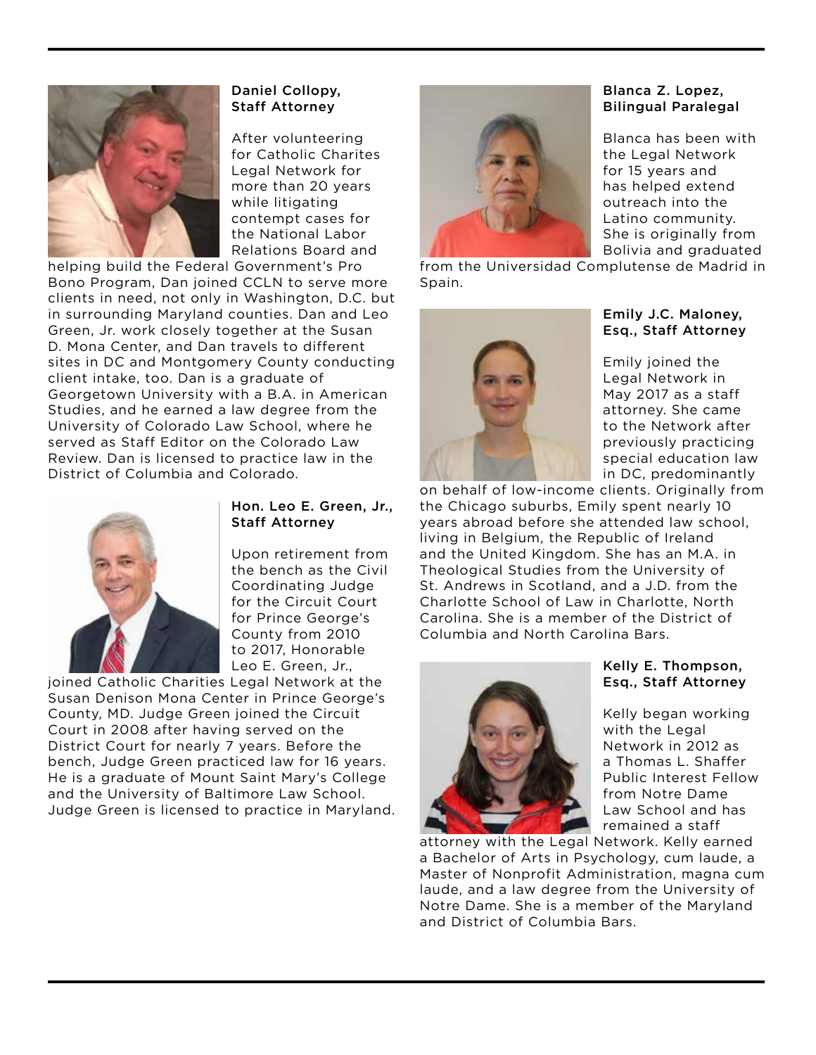### Daniel Collopy, Staff Attorney

After volunteering for Catholic Charites Legal Network for more than 20 years while litigating contempt cases for the National Labor Relations Board and helping build the Federal Government's Pro Bono Program, Dan joined CCLN to serve more clients in need, not only in Washington, D.C. but in surrounding Maryland counties. Dan and Leo Green, Jr. work closely together at the Susan D. Mona Center, and Dan travels to different sites in DC and Montgomery County conducting client intake, too. Dan is a graduate of Georgetown University with a B.A. in American Studies, and he earned a law degree from the University of Colorado Law School, where he served as Staff Editor on the Colorado Law Review. Dan is licensed to practice law in the District of Columbia and Colorado.

### Hon. Leo E. Green, Jr., Staff Attorney

Upon retirement from the bench as the Civil Coordinating Judge for the Circuit Court for Prince George's County from 2010 to 2017, Honorable Leo E. Green, Jr., joined Catholic Charities Legal Network at the Susan Denison Mona Center in Prince George's County, MD. Judge Green joined the Circuit Court in 2008 after having served on the District Court for nearly 7 years. Before the bench, Judge Green practiced law for 16 years. He is a graduate of Mount Saint Mary's College and the University of Baltimore Law School. Judge Green is licensed to practice in Maryland.

### Blanca Z. Lopez, Bilingual Paralegal

Blanca has been with the Legal Network for 15 years and has helped extend outreach into the Latino community. She is originally from Bolivia and graduated from the Universidad Complutense de Madrid in Spain.

### Emily J.C. Maloney, Esq., Staff Attorney

Emily joined the Legal Network in May 2017 as a staff attorney. She came to the Network after previously practicing special education law in DC, predominantly on behalf of low-income clients. Originally from the Chicago suburbs, Emily spent nearly 10 years abroad before she attended law school, living in Belgium, the Republic of Ireland and the United Kingdom. She has an M.A. in Theological Studies from the University of St. Andrews in Scotland, and a J.D. from the Charlotte School of Law in Charlotte, North Carolina. She is a member of the District of Columbia and North Carolina Bars.

### Kelly E. Thompson, Esq., Staff Attorney

Kelly began working with the Legal Network in 2012 as a Thomas L. Shaffer Public Interest Fellow from Notre Dame Law School and has remained a staff attorney with the Legal Network. Kelly earned a Bachelor of Arts in Psychology, cum laude, a Master of Nonprofit Administration, magna cum laude, and a law degree from the University of Notre Dame. She is a member of the Maryland and District of Columbia Bars.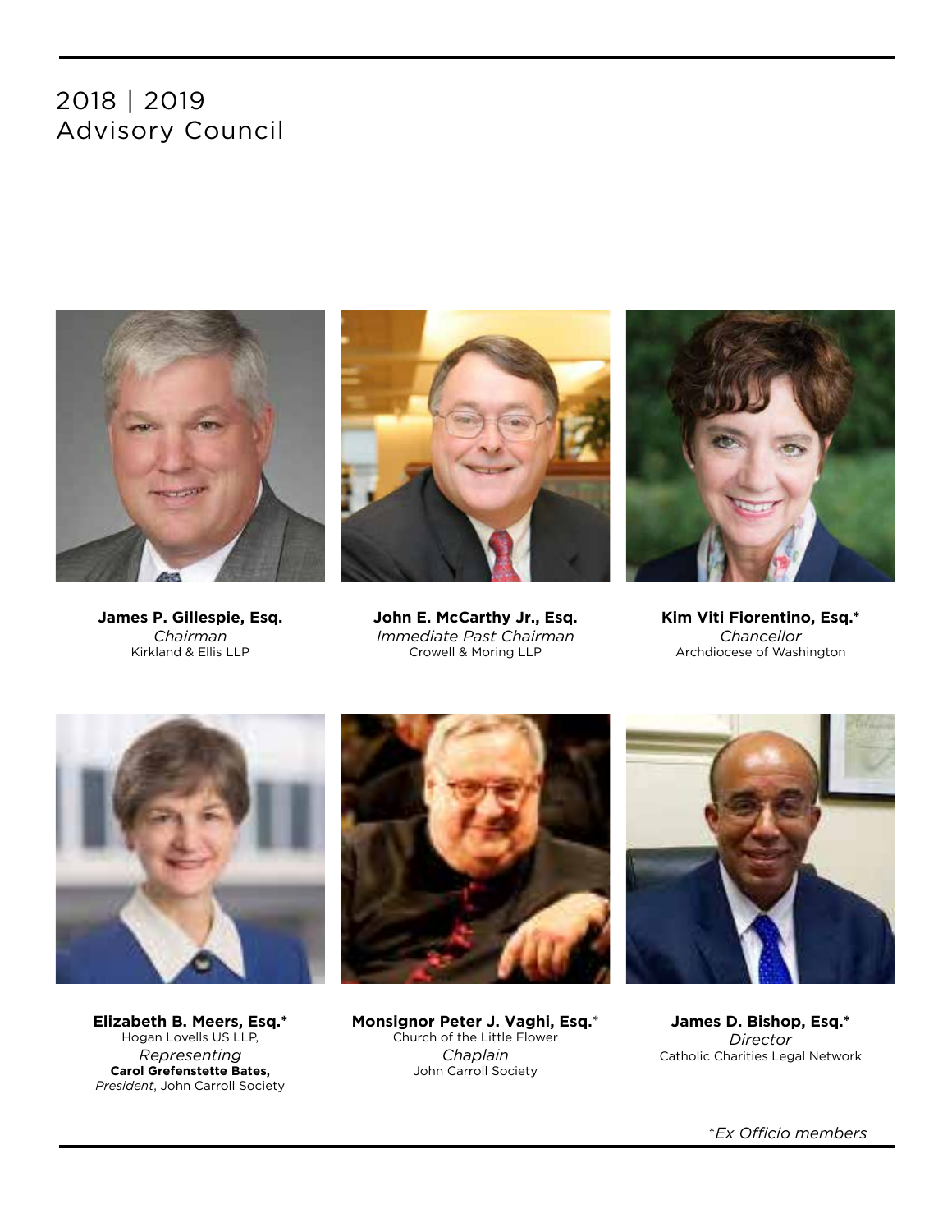# 2018 | 2019
# Advisory Council

**James P. Gillespie, Esq.**
*Chairman*
Kirkland & Ellis LLP

**John E. McCarthy Jr., Esq.**
*Immediate Past Chairman*
Crowell & Moring LLP

**Kim Viti Fiorentino, Esq.***
*Chancellor*
Archdiocese of Washington

**Elizabeth B. Meers, Esq.***
Hogan Lovells US LLP,
*Representing*
**Carol Grefenstette Bates,**
*President*, John Carroll Society

**Monsignor Peter J. Vaghi, Esq.***
Church of the Little Flower
*Chaplain*
John Carroll Society

**James D. Bishop, Esq.***
*Director*
Catholic Charities Legal Network

**Ex Officio members*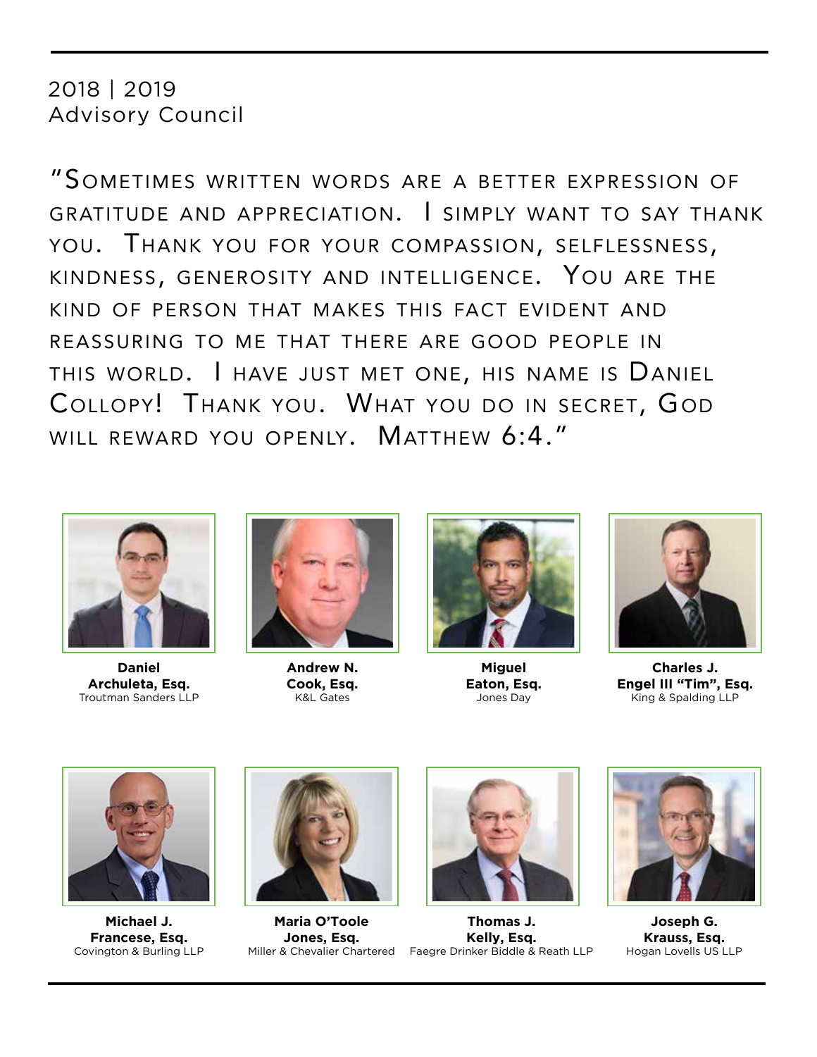## 2018 | 2019
## Advisory Council

"Sometimes written words are a better expression of gratitude and appreciation. I simply want to say thank you. Thank you for your compassion, selflessness, kindness, generosity and intelligence. You are the kind of person that makes this fact evident and reassuring to me that there are good people in this world. I have just met one, his name is Daniel Collopy! Thank you. What you do in secret, God will reward you openly. Matthew 6:4."

**Daniel Archuleta, Esq.**
Troutman Sanders LLP

**Andrew N. Cook, Esq.**
K&L Gates

**Miguel Eaton, Esq.**
Jones Day

**Charles J. Engel III "Tim", Esq.**
King & Spalding LLP

**Michael J. Francese, Esq.**
Covington & Burling LLP

**Maria O'Toole Jones, Esq.**
Miller & Chevalier Chartered

**Thomas J. Kelly, Esq.**
Faegre Drinker Biddle & Reath LLP

**Joseph G. Krauss, Esq.**
Hogan Lovells US LLP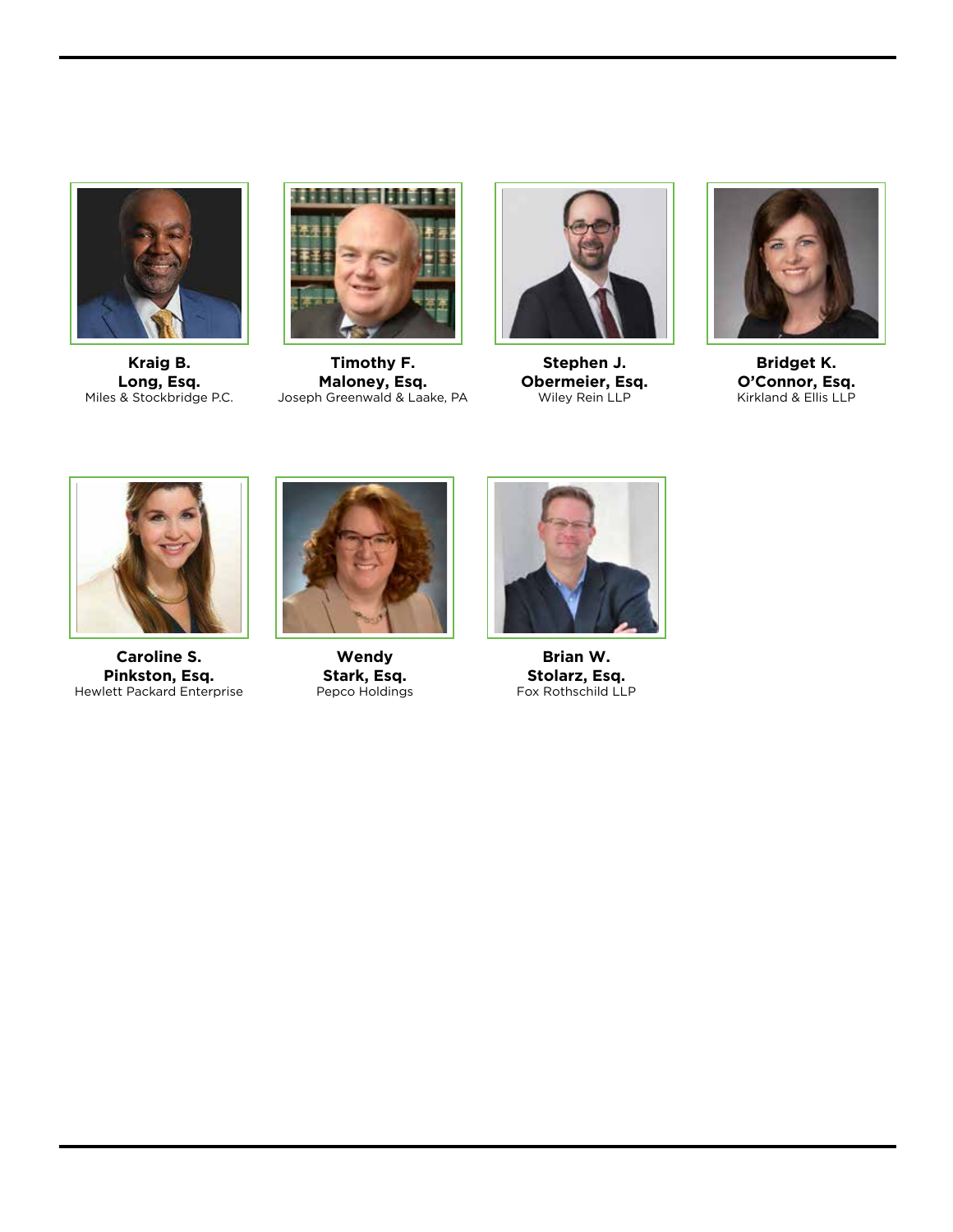**Kraig B. Long, Esq.**
Miles & Stockbridge P.C.

**Timothy F. Maloney, Esq.**
Joseph Greenwald & Laake, PA

**Stephen J. Obermeier, Esq.**
Wiley Rein LLP

**Bridget K. O'Connor, Esq.**
Kirkland & Ellis LLP

**Caroline S. Pinkston, Esq.**
Hewlett Packard Enterprise

**Wendy Stark, Esq.**
Pepco Holdings

**Brian W. Stolarz, Esq.**
Fox Rothschild LLP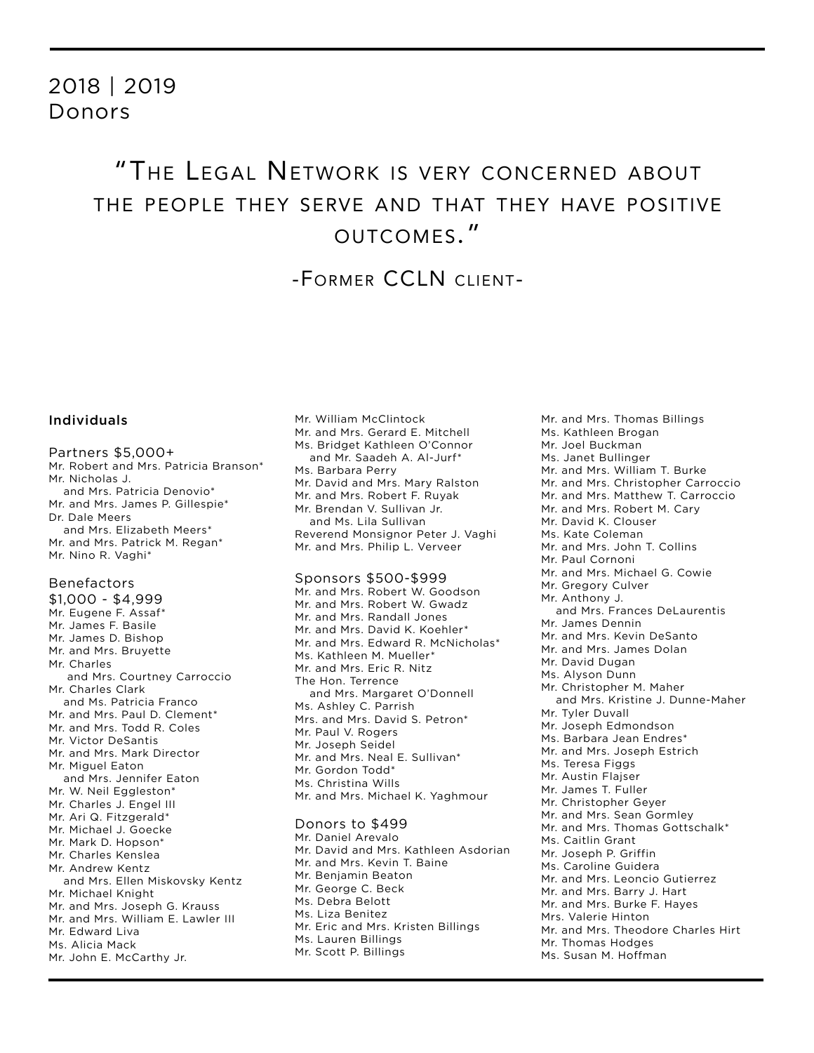# 2018 | 2019 Donors

> "The Legal Network is very concerned about the people they serve and that they have positive outcomes."
>
> -Former CCLN client-

**Individuals**

## Partners $5,000+

Mr. Robert and Mrs. Patricia Branson*
Mr. Nicholas J. and Mrs. Patricia Denovio*
Mr. and Mrs. James P. Gillespie*
Dr. Dale Meers and Mrs. Elizabeth Meers*
Mr. and Mrs. Patrick M. Regan*
Mr. Nino R. Vaghi*

## Benefactors $1,000 - $4,999

Mr. Eugene F. Assaf*
Mr. James F. Basile
Mr. James D. Bishop
Mr. and Mrs. Bruyette
Mr. Charles and Mrs. Courtney Carroccio
Mr. Charles Clark and Ms. Patricia Franco
Mr. and Mrs. Paul D. Clement*
Mr. and Mrs. Todd R. Coles
Mr. Victor DeSantis
Mr. and Mrs. Mark Director
Mr. Miguel Eaton and Mrs. Jennifer Eaton
Mr. W. Neil Eggleston*
Mr. Charles J. Engel III
Mr. Ari Q. Fitzgerald*
Mr. Michael J. Goecke
Mr. Mark D. Hopson*
Mr. Charles Kenslea
Mr. Andrew Kentz and Mrs. Ellen Miskovsky Kentz
Mr. Michael Knight
Mr. and Mrs. Joseph G. Krauss
Mr. and Mrs. William E. Lawler III
Mr. Edward Liva
Ms. Alicia Mack
Mr. John E. McCarthy Jr.
Mr. William McClintock
Mr. and Mrs. Gerard E. Mitchell
Ms. Bridget Kathleen O'Connor and Mr. Saadeh A. Al-Jurf*
Ms. Barbara Perry
Mr. David and Mrs. Mary Ralston
Mr. and Mrs. Robert F. Ruyak
Mr. Brendan V. Sullivan Jr. and Ms. Lila Sullivan
Reverend Monsignor Peter J. Vaghi
Mr. and Mrs. Philip L. Verveer

## Sponsors $500-$999

Mr. and Mrs. Robert W. Goodson
Mr. and Mrs. Robert W. Gwadz
Mr. and Mrs. Randall Jones
Mr. and Mrs. David K. Koehler*
Mr. and Mrs. Edward R. McNicholas*
Ms. Kathleen M. Mueller*
Mr. and Mrs. Eric R. Nitz
The Hon. Terrence and Mrs. Margaret O'Donnell
Ms. Ashley C. Parrish
Mrs. and Mrs. David S. Petron*
Mr. Paul V. Rogers
Mr. Joseph Seidel
Mr. and Mrs. Neal E. Sullivan*
Mr. Gordon Todd*
Ms. Christina Wills
Mr. and Mrs. Michael K. Yaghmour

## Donors to $499

Mr. Daniel Arevalo
Mr. David and Mrs. Kathleen Asdorian
Mr. and Mrs. Kevin T. Baine
Mr. Benjamin Beaton
Mr. George C. Beck
Ms. Debra Belott
Ms. Liza Benitez
Mr. Eric and Mrs. Kristen Billings
Ms. Lauren Billings
Mr. Scott P. Billings
Mr. and Mrs. Thomas Billings
Ms. Kathleen Brogan
Mr. Joel Buckman
Ms. Janet Bullinger
Mr. and Mrs. William T. Burke
Mr. and Mrs. Christopher Carroccio
Mr. and Mrs. Matthew T. Carroccio
Mr. and Mrs. Robert M. Cary
Mr. David K. Clouser
Ms. Kate Coleman
Mr. and Mrs. John T. Collins
Mr. Paul Cornoni
Mr. and Mrs. Michael G. Cowie
Mr. Gregory Culver
Mr. Anthony J. and Mrs. Frances DeLaurentis
Mr. James Dennin
Mr. and Mrs. Kevin DeSanto
Mr. and Mrs. James Dolan
Mr. David Dugan
Ms. Alyson Dunn
Mr. Christopher M. Maher and Mrs. Kristine J. Dunne-Maher
Mr. Tyler Duvall
Mr. Joseph Edmondson
Ms. Barbara Jean Endres*
Mr. and Mrs. Joseph Estrich
Ms. Teresa Figgs
Mr. Austin Flajser
Mr. James T. Fuller
Mr. Christopher Geyer
Mr. and Mrs. Sean Gormley
Mr. and Mrs. Thomas Gottschalk*
Ms. Caitlin Grant
Mr. Joseph P. Griffin
Ms. Caroline Guidera
Mr. and Mrs. Leoncio Gutierrez
Mr. and Mrs. Barry J. Hart
Mr. and Mrs. Burke F. Hayes
Mrs. Valerie Hinton
Mr. and Mrs. Theodore Charles Hirt
Mr. Thomas Hodges
Ms. Susan M. Hoffman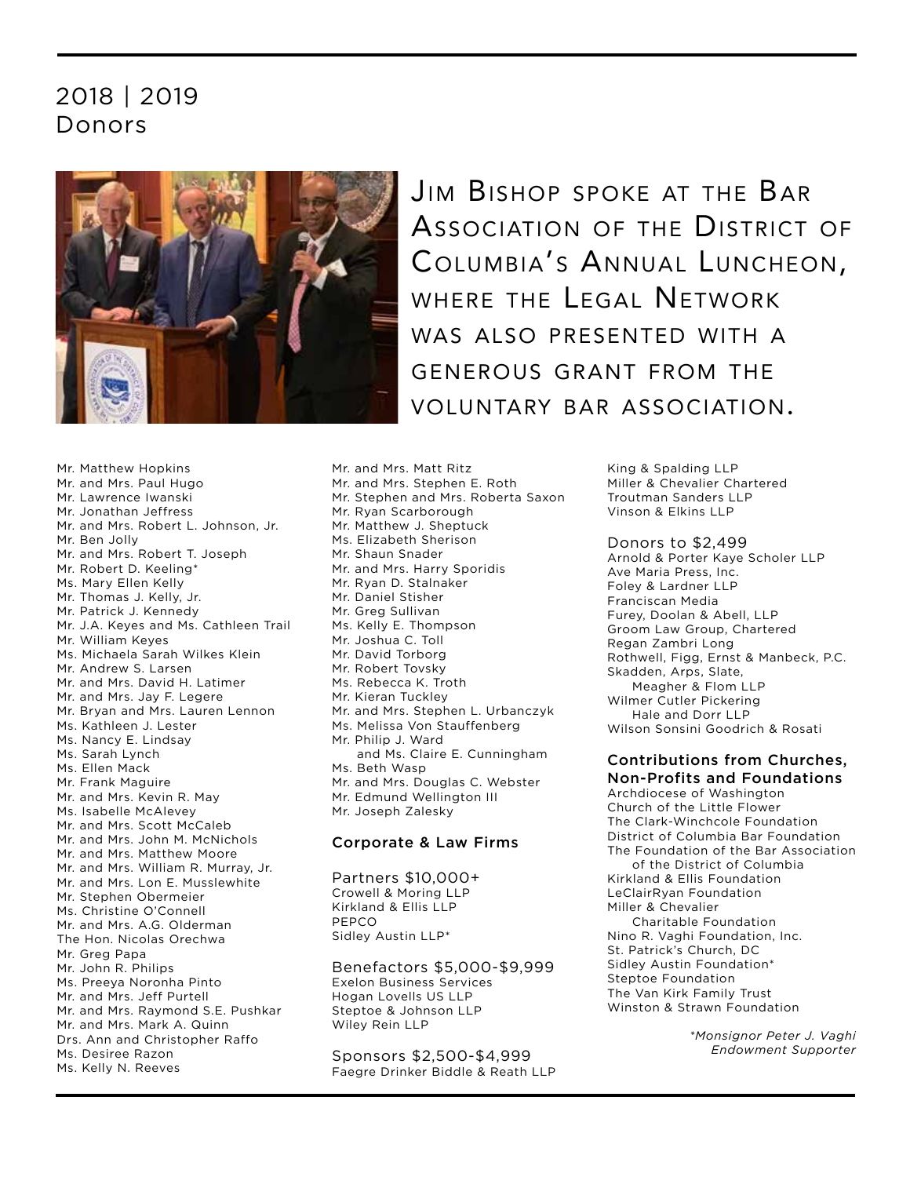# 2018 | 2019 Donors

Jim Bishop spoke at the Bar Association of the District of Columbia's Annual Luncheon, where the Legal Network was also presented with a generous grant from the voluntary bar association.

Mr. Matthew Hopkins
Mr. and Mrs. Paul Hugo
Mr. Lawrence Iwanski
Mr. Jonathan Jeffress
Mr. and Mrs. Robert L. Johnson, Jr.
Mr. Ben Jolly
Mr. and Mrs. Robert T. Joseph
Mr. Robert D. Keeling*
Ms. Mary Ellen Kelly
Mr. Thomas J. Kelly, Jr.
Mr. Patrick J. Kennedy
Mr. J.A. Keyes and Ms. Cathleen Trail
Mr. William Keyes
Ms. Michaela Sarah Wilkes Klein
Mr. Andrew S. Larsen
Mr. and Mrs. David H. Latimer
Mr. and Mrs. Jay F. Legere
Mr. Bryan and Mrs. Lauren Lennon
Ms. Kathleen J. Lester
Ms. Nancy E. Lindsay
Ms. Sarah Lynch
Ms. Ellen Mack
Mr. Frank Maguire
Mr. and Mrs. Kevin R. May
Ms. Isabelle McAlevey
Mr. and Mrs. Scott McCaleb
Mr. and Mrs. John M. McNichols
Mr. and Mrs. Matthew Moore
Mr. and Mrs. William R. Murray, Jr.
Mr. and Mrs. Lon E. Musslewhite
Mr. Stephen Obermeier
Ms. Christine O'Connell
Mr. and Mrs. A.G. Olderman
The Hon. Nicolas Orechwa
Mr. Greg Papa
Mr. John R. Philips
Ms. Preeya Noronha Pinto
Mr. and Mrs. Jeff Purtell
Mr. and Mrs. Raymond S.E. Pushkar
Mr. and Mrs. Mark A. Quinn
Drs. Ann and Christopher Raffo
Ms. Desiree Razon
Ms. Kelly N. Reeves
Mr. and Mrs. Matt Ritz
Mr. and Mrs. Stephen E. Roth
Mr. Stephen and Mrs. Roberta Saxon
Mr. Ryan Scarborough
Mr. Matthew J. Sheptuck
Ms. Elizabeth Sherison
Mr. Shaun Snader
Mr. and Mrs. Harry Sporidis
Mr. Ryan D. Stalnaker
Mr. Daniel Stisher
Mr. Greg Sullivan
Ms. Kelly E. Thompson
Mr. Joshua C. Toll
Mr. David Torborg
Mr. Robert Tovsky
Ms. Rebecca K. Troth
Mr. Kieran Tuckley
Mr. and Mrs. Stephen L. Urbanczyk
Ms. Melissa Von Stauffenberg
Mr. Philip J. Ward and Ms. Claire E. Cunningham
Ms. Beth Wasp
Mr. and Mrs. Douglas C. Webster
Mr. Edmund Wellington III
Mr. Joseph Zalesky

## Corporate & Law Firms

### Partners $10,000+
Crowell & Moring LLP
Kirkland & Ellis LLP
PEPCO
Sidley Austin LLP*

### Benefactors $5,000-$9,999
Exelon Business Services
Hogan Lovells US LLP
Steptoe & Johnson LLP
Wiley Rein LLP

### Sponsors $2,500-$4,999
Faegre Drinker Biddle & Reath LLP
King & Spalding LLP
Miller & Chevalier Chartered
Troutman Sanders LLP
Vinson & Elkins LLP

### Donors to $2,499
Arnold & Porter Kaye Scholer LLP
Ave Maria Press, Inc.
Foley & Lardner LLP
Franciscan Media
Furey, Doolan & Abell, LLP
Groom Law Group, Chartered
Regan Zambri Long
Rothwell, Figg, Ernst & Manbeck, P.C.
Skadden, Arps, Slate, Meagher & Flom LLP
Wilmer Cutler Pickering Hale and Dorr LLP
Wilson Sonsini Goodrich & Rosati

## Contributions from Churches, Non-Profits and Foundations
Archdiocese of Washington
Church of the Little Flower
The Clark-Winchcole Foundation
District of Columbia Bar Foundation
The Foundation of the Bar Association of the District of Columbia
Kirkland & Ellis Foundation
LeClairRyan Foundation
Miller & Chevalier Charitable Foundation
Nino R. Vaghi Foundation, Inc.
St. Patrick's Church, DC
Sidley Austin Foundation*
Steptoe Foundation
The Van Kirk Family Trust
Winston & Strawn Foundation

*\*Monsignor Peter J. Vaghi Endowment Supporter*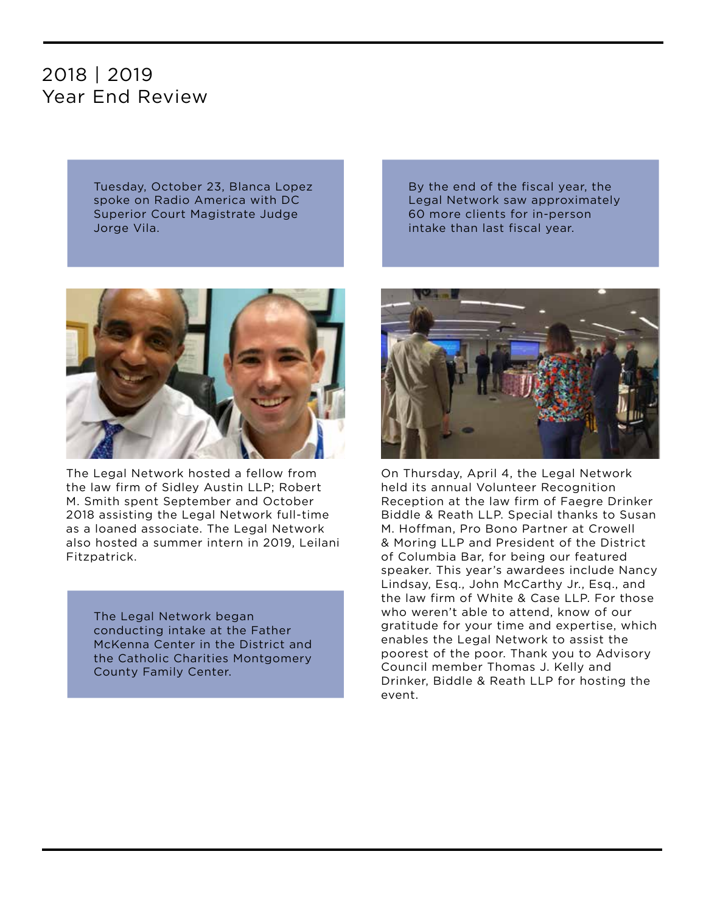# 2018 | 2019 Year End Review

Tuesday, October 23, Blanca Lopez spoke on Radio America with DC Superior Court Magistrate Judge Jorge Vila.

The Legal Network hosted a fellow from the law firm of Sidley Austin LLP; Robert M. Smith spent September and October 2018 assisting the Legal Network full-time as a loaned associate. The Legal Network also hosted a summer intern in 2019, Leilani Fitzpatrick.

The Legal Network began conducting intake at the Father McKenna Center in the District and the Catholic Charities Montgomery County Family Center.

By the end of the fiscal year, the Legal Network saw approximately 60 more clients for in-person intake than last fiscal year.

On Thursday, April 4, the Legal Network held its annual Volunteer Recognition Reception at the law firm of Faegre Drinker Biddle & Reath LLP. Special thanks to Susan M. Hoffman, Pro Bono Partner at Crowell & Moring LLP and President of the District of Columbia Bar, for being our featured speaker. This year's awardees include Nancy Lindsay, Esq., John McCarthy Jr., Esq., and the law firm of White & Case LLP. For those who weren't able to attend, know of our gratitude for your time and expertise, which enables the Legal Network to assist the poorest of the poor. Thank you to Advisory Council member Thomas J. Kelly and Drinker, Biddle & Reath LLP for hosting the event.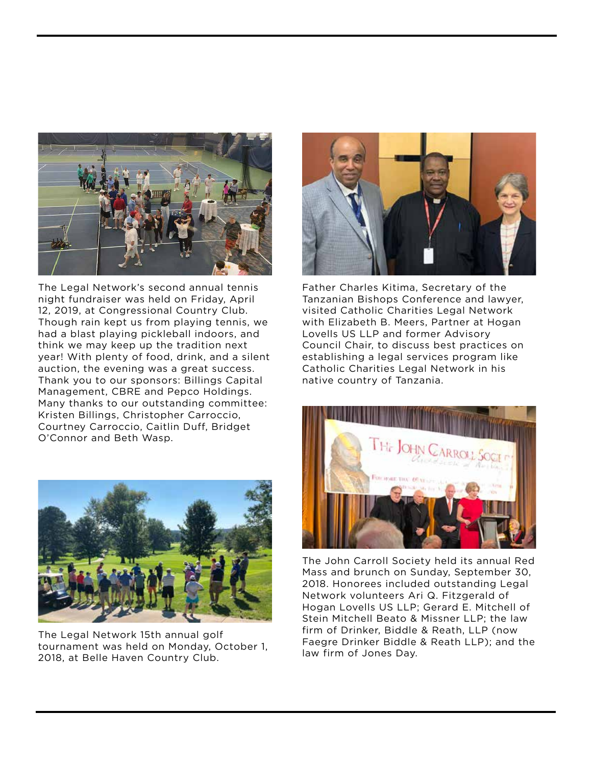The Legal Network's second annual tennis night fundraiser was held on Friday, April 12, 2019, at Congressional Country Club. Though rain kept us from playing tennis, we had a blast playing pickleball indoors, and think we may keep up the tradition next year! With plenty of food, drink, and a silent auction, the evening was a great success. Thank you to our sponsors: Billings Capital Management, CBRE and Pepco Holdings. Many thanks to our outstanding committee: Kristen Billings, Christopher Carroccio, Courtney Carroccio, Caitlin Duff, Bridget O'Connor and Beth Wasp.

The Legal Network 15th annual golf tournament was held on Monday, October 1, 2018, at Belle Haven Country Club.

Father Charles Kitima, Secretary of the Tanzanian Bishops Conference and lawyer, visited Catholic Charities Legal Network with Elizabeth B. Meers, Partner at Hogan Lovells US LLP and former Advisory Council Chair, to discuss best practices on establishing a legal services program like Catholic Charities Legal Network in his native country of Tanzania.

The John Carroll Society held its annual Red Mass and brunch on Sunday, September 30, 2018. Honorees included outstanding Legal Network volunteers Ari Q. Fitzgerald of Hogan Lovells US LLP; Gerard E. Mitchell of Stein Mitchell Beato & Missner LLP; the law firm of Drinker, Biddle & Reath, LLP (now Faegre Drinker Biddle & Reath LLP); and the law firm of Jones Day.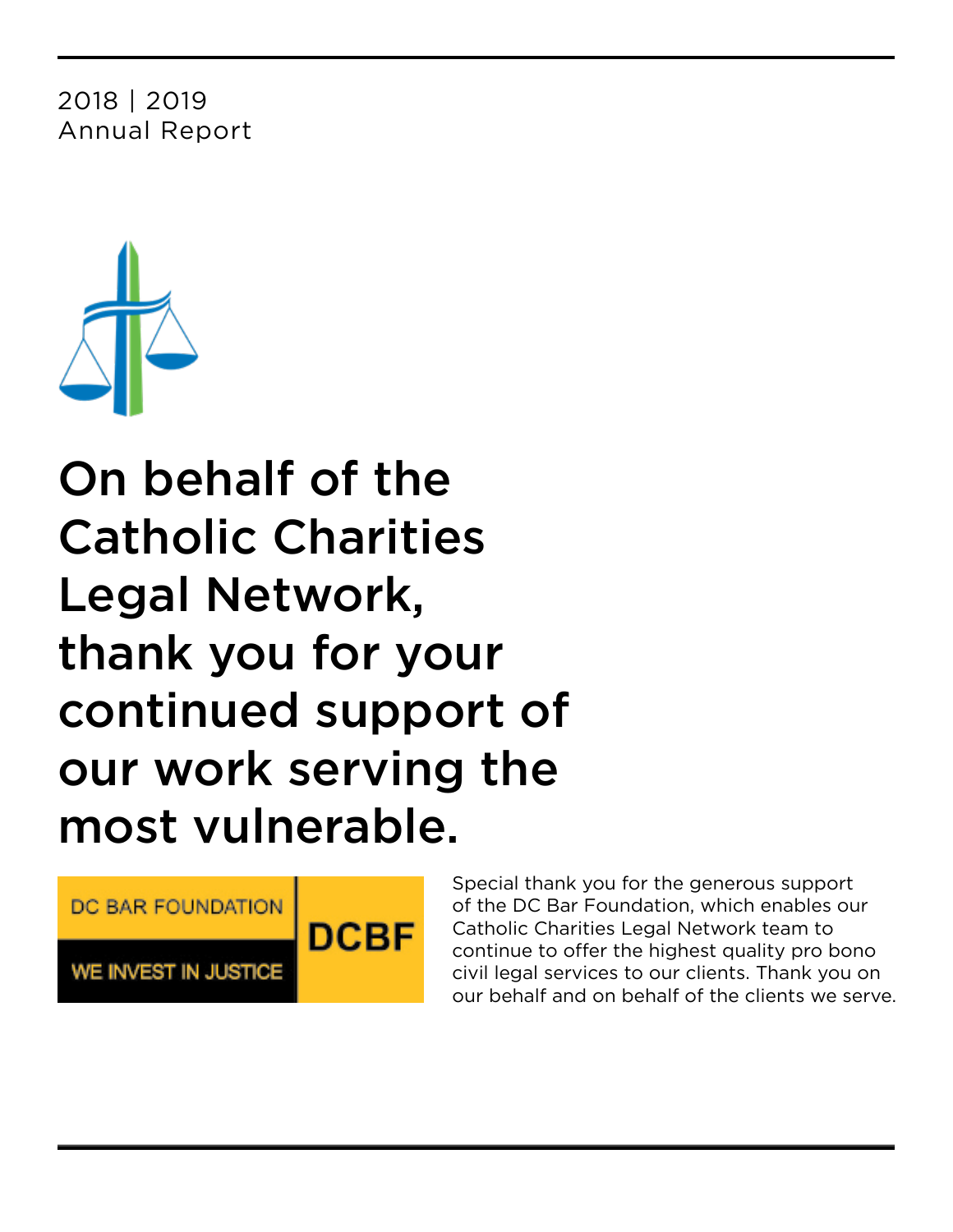2018 | 2019
Annual Report

# On behalf of the Catholic Charities Legal Network, thank you for your continued support of our work serving the most vulnerable.

DC BAR FOUNDATION
WE INVEST IN JUSTICE
DCBF

Special thank you for the generous support of the DC Bar Foundation, which enables our Catholic Charities Legal Network team to continue to offer the highest quality pro bono civil legal services to our clients. Thank you on our behalf and on behalf of the clients we serve.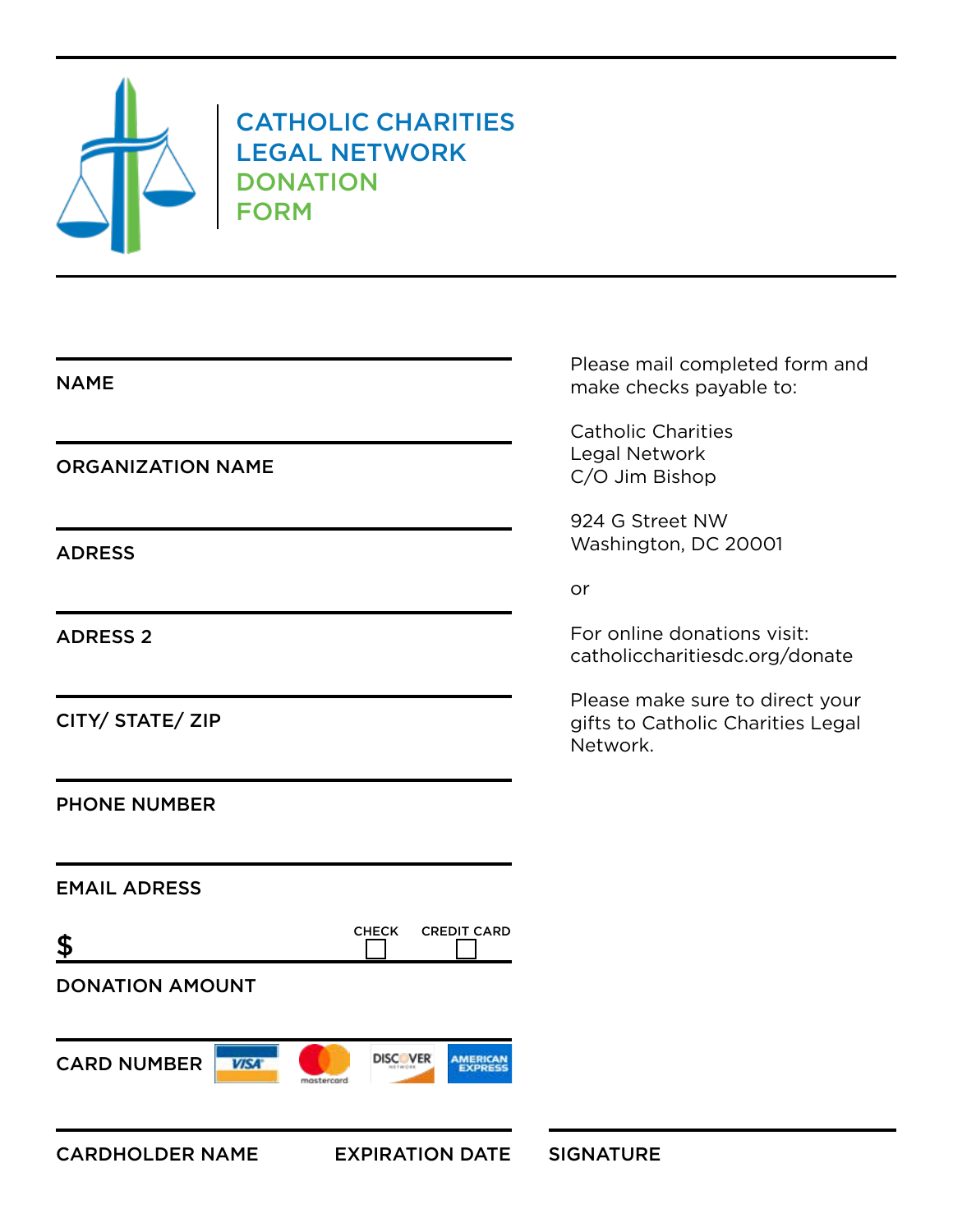# CATHOLIC CHARITIES LEGAL NETWORK DONATION FORM

NAME

ORGANIZATION NAME

ADRESS

ADRESS 2

CITY/ STATE/ ZIP

PHONE NUMBER

EMAIL ADRESS

$ &nbsp;&nbsp;&nbsp;&nbsp; CHECK ☐ &nbsp;&nbsp; CREDIT CARD ☐

DONATION AMOUNT

CARD NUMBER &nbsp; VISA &nbsp; mastercard &nbsp; DISCOVER &nbsp; AMERICAN EXPRESS

CARDHOLDER NAME &nbsp;&nbsp;&nbsp; EXPIRATION DATE &nbsp;&nbsp;&nbsp; SIGNATURE

Please mail completed form and make checks payable to:

Catholic Charities
Legal Network
C/O Jim Bishop

924 G Street NW
Washington, DC 20001

or

For online donations visit:
catholiccharitiesdc.org/donate

Please make sure to direct your gifts to Catholic Charities Legal Network.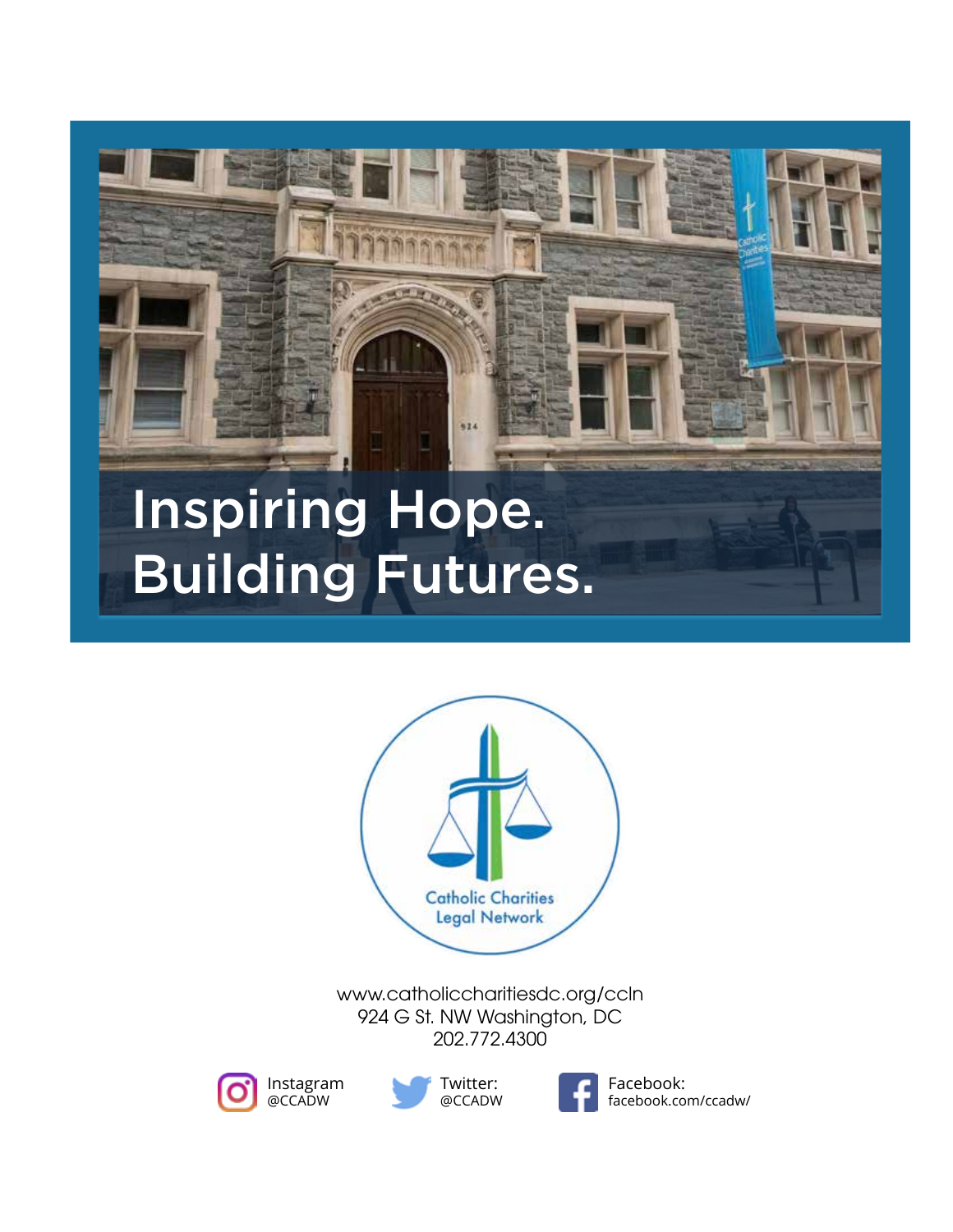# Inspiring Hope. Building Futures.

Catholic Charities Legal Network

www.catholiccharitiesdc.org/ccln
924 G St. NW Washington, DC
202.772.4300

Instagram @CCADW

Twitter: @CCADW

Facebook: facebook.com/ccadw/